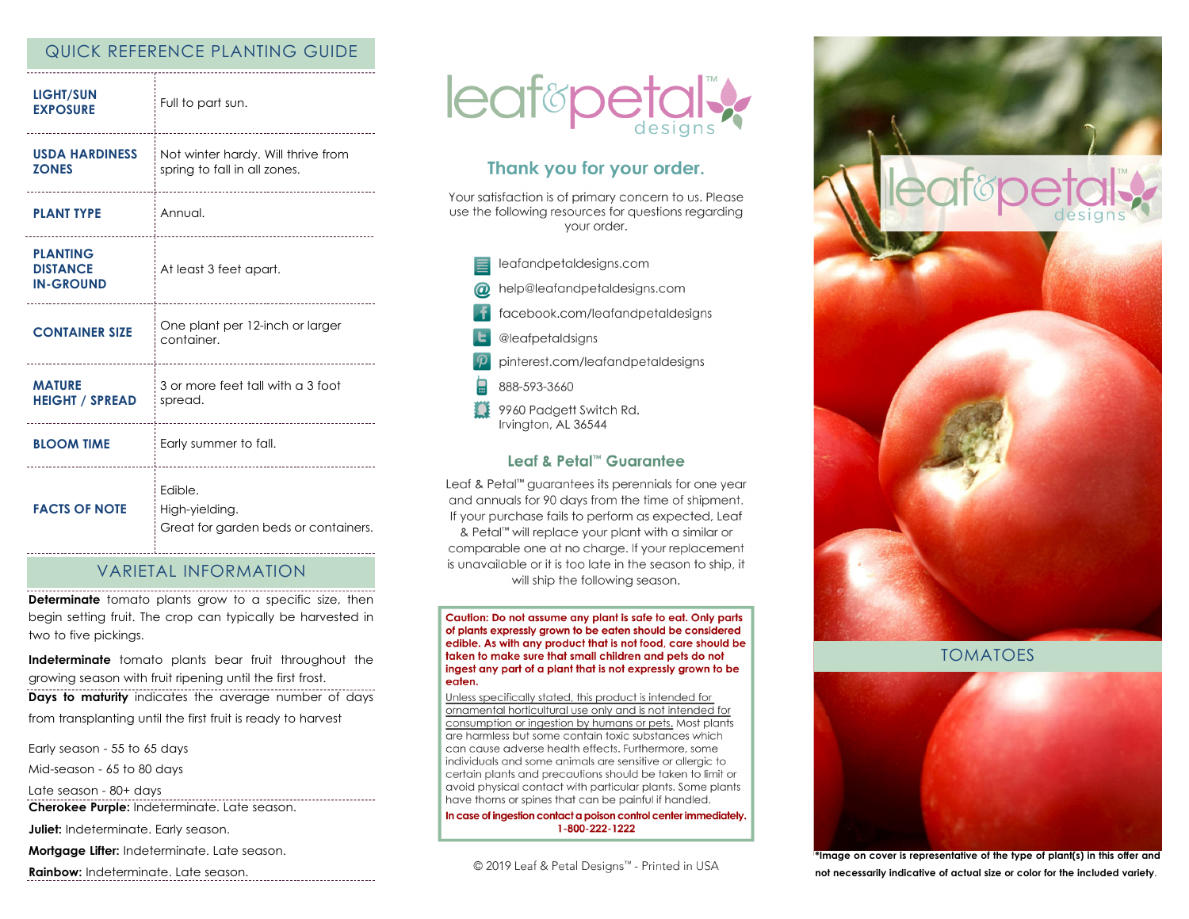## QUICK REFERENCE PLANTING GUIDE

| | |
|---|---|
| **LIGHT/SUN EXPOSURE** | Full to part sun. |
| **USDA HARDINESS ZONES** | Not winter hardy. Will thrive from spring to fall in all zones. |
| **PLANT TYPE** | Annual. |
| **PLANTING DISTANCE IN-GROUND** | At least 3 feet apart. |
| **CONTAINER SIZE** | One plant per 12-inch or larger container. |
| **MATURE HEIGHT / SPREAD** | 3 or more feet tall with a 3 foot spread. |
| **BLOOM TIME** | Early summer to fall. |
| **FACTS OF NOTE** | Edible.<br>High-yielding.<br>Great for garden beds or containers. |

## VARIETAL INFORMATION

**Determinate** tomato plants grow to a specific size, then begin setting fruit. The crop can typically be harvested in two to five pickings.

**Indeterminate** tomato plants bear fruit throughout the growing season with fruit ripening until the first frost.

**Days to maturity** indicates the average number of days from transplanting until the first fruit is ready to harvest

Early season - 55 to 65 days

Mid-season - 65 to 80 days

Late season - 80+ days

**Cherokee Purple:** Indeterminate. Late season.

**Juliet:** Indeterminate. Early season.

**Mortgage Lifter:** Indeterminate. Late season.

**Rainbow:** Indeterminate. Late season.

leaf&petal™ designs

## Thank you for your order.

Your satisfaction is of primary concern to us. Please use the following resources for questions regarding your order.

- leafandpetaldesigns.com
- help@leafandpetaldesigns.com
- facebook.com/leafandpetaldesigns
- @leafpetaldsigns
- pinterest.com/leafandpetaldesigns
- 888-593-3660
- 9960 Padgett Switch Rd.  
  Irvington, AL 36544

## Leaf & Petal™ Guarantee

Leaf & Petal™ guarantees its perennials for one year and annuals for 90 days from the time of shipment. If your purchase fails to perform as expected, Leaf & Petal™ will replace your plant with a similar or comparable one at no charge. If your replacement is unavailable or it is too late in the season to ship, it will ship the following season.

**Caution: Do not assume any plant is safe to eat. Only parts of plants expressly grown to be eaten should be considered edible. As with any product that is not food, care should be taken to make sure that small children and pets do not ingest any part of a plant that is not expressly grown to be eaten.**

Unless specifically stated, this product is intended for ornamental horticultural use only and is not intended for consumption or ingestion by humans or pets. Most plants are harmless but some contain toxic substances which can cause adverse health effects. Furthermore, some individuals and some animals are sensitive or allergic to certain plants and precautions should be taken to limit or avoid physical contact with particular plants. Some plants have thorns or spines that can be painful if handled.

**In case of ingestion contact a poison control center immediately. 1-800-222-1222**

© 2019 Leaf & Petal Designs™ - Printed in USA

leaf&petal™ designs

# TOMATOES

*Image on cover is representative of the type of plant(s) in this offer and not necessarily indicative of actual size or color for the included variety.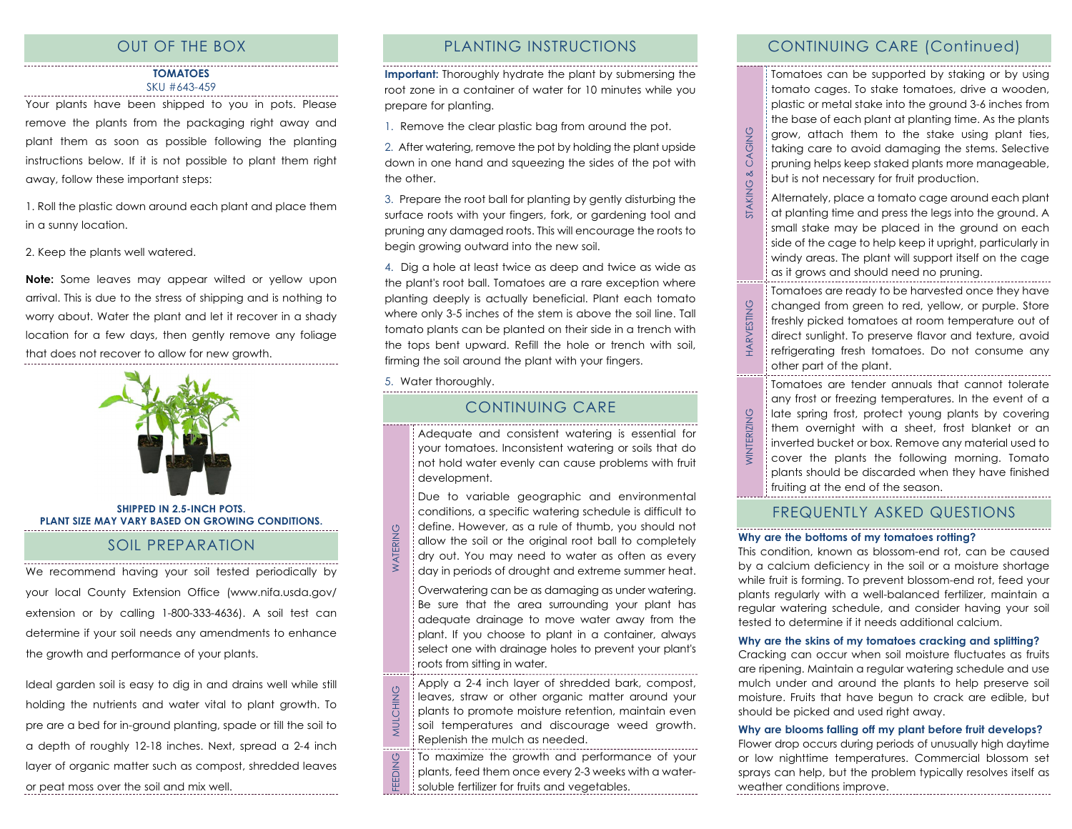## OUT OF THE BOX

**TOMATOES**
SKU #643-459

Your plants have been shipped to you in pots. Please remove the plants from the packaging right away and plant them as soon as possible following the planting instructions below. If it is not possible to plant them right away, follow these important steps:

1. Roll the plastic down around each plant and place them in a sunny location.

2. Keep the plants well watered.

**Note:** Some leaves may appear wilted or yellow upon arrival. This is due to the stress of shipping and is nothing to worry about. Water the plant and let it recover in a shady location for a few days, then gently remove any foliage that does not recover to allow for new growth.

**SHIPPED IN 2.5-INCH POTS.**
**PLANT SIZE MAY VARY BASED ON GROWING CONDITIONS.**

## SOIL PREPARATION

We recommend having your soil tested periodically by your local County Extension Office (www.nifa.usda.gov/extension or by calling 1-800-333-4636). A soil test can determine if your soil needs any amendments to enhance the growth and performance of your plants.

Ideal garden soil is easy to dig in and drains well while still holding the nutrients and water vital to plant growth. To pre are a bed for in-ground planting, spade or till the soil to a depth of roughly 12-18 inches. Next, spread a 2-4 inch layer of organic matter such as compost, shredded leaves or peat moss over the soil and mix well.

## PLANTING INSTRUCTIONS

**Important:** Thoroughly hydrate the plant by submersing the root zone in a container of water for 10 minutes while you prepare for planting.

1. Remove the clear plastic bag from around the pot.

2. After watering, remove the pot by holding the plant upside down in one hand and squeezing the sides of the pot with the other.

3. Prepare the root ball for planting by gently disturbing the surface roots with your fingers, fork, or gardening tool and pruning any damaged roots. This will encourage the roots to begin growing outward into the new soil.

4. Dig a hole at least twice as deep and twice as wide as the plant's root ball. Tomatoes are a rare exception where planting deeply is actually beneficial. Plant each tomato where only 3-5 inches of the stem is above the soil line. Tall tomato plants can be planted on their side in a trench with the tops bent upward. Refill the hole or trench with soil, firming the soil around the plant with your fingers.

5. Water thoroughly.

## CONTINUING CARE

### WATERING

Adequate and consistent watering is essential for your tomatoes. Inconsistent watering or soils that do not hold water evenly can cause problems with fruit development.

Due to variable geographic and environmental conditions, a specific watering schedule is difficult to define. However, as a rule of thumb, you should not allow the soil or the original root ball to completely dry out. You may need to water as often as every day in periods of drought and extreme summer heat.

Overwatering can be as damaging as under watering. Be sure that the area surrounding your plant has adequate drainage to move water away from the plant. If you choose to plant in a container, always select one with drainage holes to prevent your plant's roots from sitting in water.

### MULCHING

Apply a 2-4 inch layer of shredded bark, compost, leaves, straw or other organic matter around your plants to promote moisture retention, maintain even soil temperatures and discourage weed growth. Replenish the mulch as needed.

### FEEDING

To maximize the growth and performance of your plants, feed them once every 2-3 weeks with a water-soluble fertilizer for fruits and vegetables.

## CONTINUING CARE (Continued)

### STAKING & CAGING

Tomatoes can be supported by staking or by using tomato cages. To stake tomatoes, drive a wooden, plastic or metal stake into the ground 3-6 inches from the base of each plant at planting time. As the plants grow, attach them to the stake using plant ties, taking care to avoid damaging the stems. Selective pruning helps keep staked plants more manageable, but is not necessary for fruit production.

Alternately, place a tomato cage around each plant at planting time and press the legs into the ground. A small stake may be placed in the ground on each side of the cage to help keep it upright, particularly in windy areas. The plant will support itself on the cage as it grows and should need no pruning.

### HARVESTING

Tomatoes are ready to be harvested once they have changed from green to red, yellow, or purple. Store freshly picked tomatoes at room temperature out of direct sunlight. To preserve flavor and texture, avoid refrigerating fresh tomatoes. Do not consume any other part of the plant.

### WINTERIZING

Tomatoes are tender annuals that cannot tolerate any frost or freezing temperatures. In the event of a late spring frost, protect young plants by covering them overnight with a sheet, frost blanket or an inverted bucket or box. Remove any material used to cover the plants the following morning. Tomato plants should be discarded when they have finished fruiting at the end of the season.

## FREQUENTLY ASKED QUESTIONS

**Why are the bottoms of my tomatoes rotting?**
This condition, known as blossom-end rot, can be caused by a calcium deficiency in the soil or a moisture shortage while fruit is forming. To prevent blossom-end rot, feed your plants regularly with a well-balanced fertilizer, maintain a regular watering schedule, and consider having your soil tested to determine if it needs additional calcium.

**Why are the skins of my tomatoes cracking and splitting?**
Cracking can occur when soil moisture fluctuates as fruits are ripening. Maintain a regular watering schedule and use mulch under and around the plants to help preserve soil moisture. Fruits that have begun to crack are edible, but should be picked and used right away.

**Why are blooms falling off my plant before fruit develops?**
Flower drop occurs during periods of unusually high daytime or low nighttime temperatures. Commercial blossom set sprays can help, but the problem typically resolves itself as weather conditions improve.